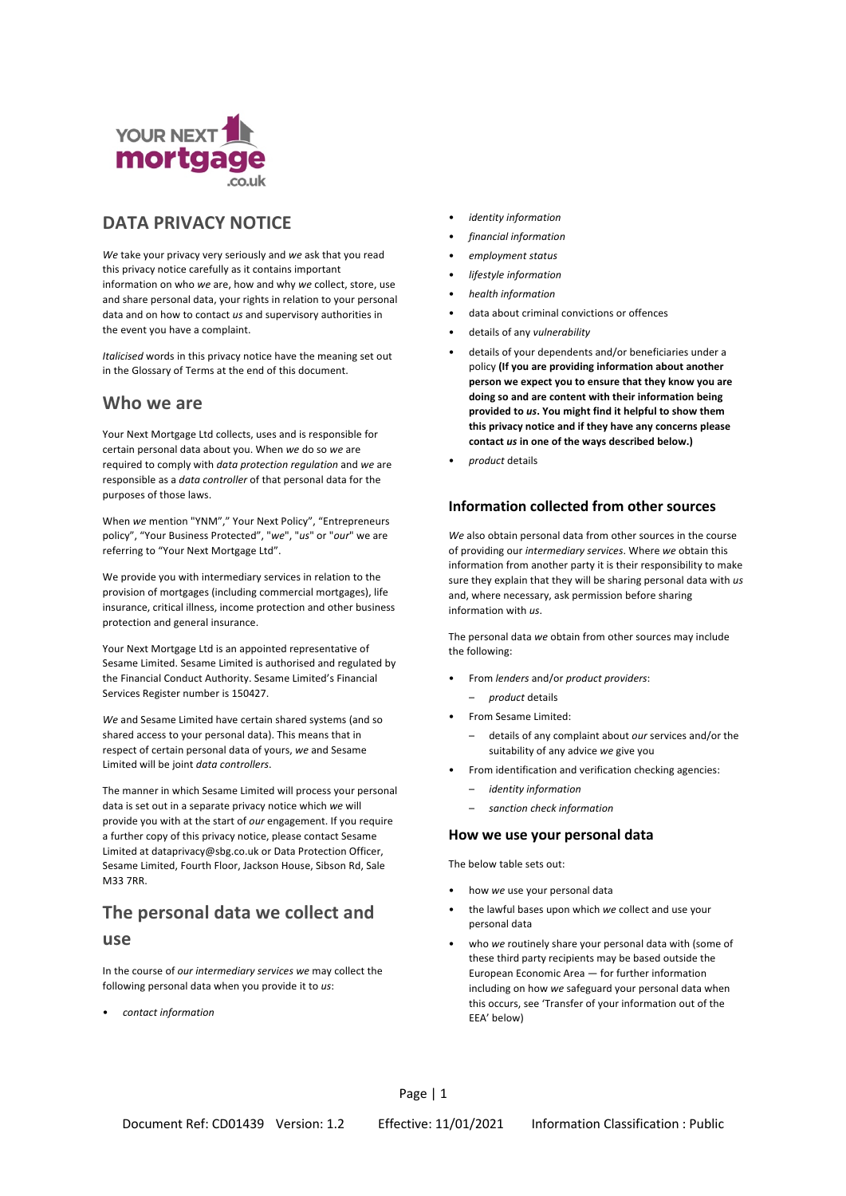# DATA PRIVACY NOTICE

*We* take your privacy very seriously and *we* ask that you read this privacy notice carefully as it contains important information on who *we* are, how and why *we* collect, store, use and share personal data, your rights in relation to your personal data and on how to contact *us* and supervisory authorities in the event you have a complaint.

*Italicised* words in this privacy notice have the meaning set out in the Glossary of Terms at the end of this document.

## Who we are

Your Next Mortgage Ltd collects, uses and is responsible for certain personal data about you. When *we* do so *we* are required to comply with *data protection regulation* and *we* are responsible as a *data controller* of that personal data for the purposes of those laws.

When *we* mention "YNM"," Your Next Policy", "Entrepreneurs policy", "Your Business Protected", "*we*", "*us*" or "*our*" we are referring to "Your Next Mortgage Ltd".

We provide you with intermediary services in relation to the provision of mortgages (including commercial mortgages), life insurance, critical illness, income protection and other business protection and general insurance.

Your Next Mortgage Ltd is an appointed representative of Sesame Limited. Sesame Limited is authorised and regulated by the Financial Conduct Authority. Sesame Limited's Financial Services Register number is 150427.

*We* and Sesame Limited have certain shared systems (and so shared access to your personal data). This means that in respect of certain personal data of yours, *we* and Sesame Limited will be joint *data controllers*.

The manner in which Sesame Limited will process your personal data is set out in a separate privacy notice which *we* will provide you with at the start of *our* engagement. If you require a further copy of this privacy notice, please contact Sesame Limited at dataprivacy@sbg.co.uk or Data Protection Officer, Sesame Limited, Fourth Floor, Jackson House, Sibson Rd, Sale M33 7RR.

## The personal data we collect and use

In the course of *our intermediary services we* may collect the following personal data when you provide it to *us*:

- *contact information*
- *identity information*
- *financial information*
- *employment status*
- *lifestyle information*
- *health information*
- data about criminal convictions or offences
- details of any *vulnerability*
- details of your dependents and/or beneficiaries under a policy **(If you are providing information about another person we expect you to ensure that they know you are doing so and are content with their information being provided to *us*. You might find it helpful to show them this privacy notice and if they have any concerns please contact *us* in one of the ways described below.)**
- *product* details

### Information collected from other sources

*We* also obtain personal data from other sources in the course of providing our *intermediary services*. Where *we* obtain this information from another party it is their responsibility to make sure they explain that they will be sharing personal data with *us* and, where necessary, ask permission before sharing information with *us*.

The personal data *we* obtain from other sources may include the following:

- From *lenders* and/or *product providers*:
  - *product* details
- From Sesame Limited:
  - details of any complaint about *our* services and/or the suitability of any advice *we* give you
- From identification and verification checking agencies:
  - *identity information*
  - *sanction check information*

### How we use your personal data

The below table sets out:

- how *we* use your personal data
- the lawful bases upon which *we* collect and use your personal data
- who *we* routinely share your personal data with (some of these third party recipients may be based outside the European Economic Area — for further information including on how *we* safeguard your personal data when this occurs, see 'Transfer of your information out of the EEA' below)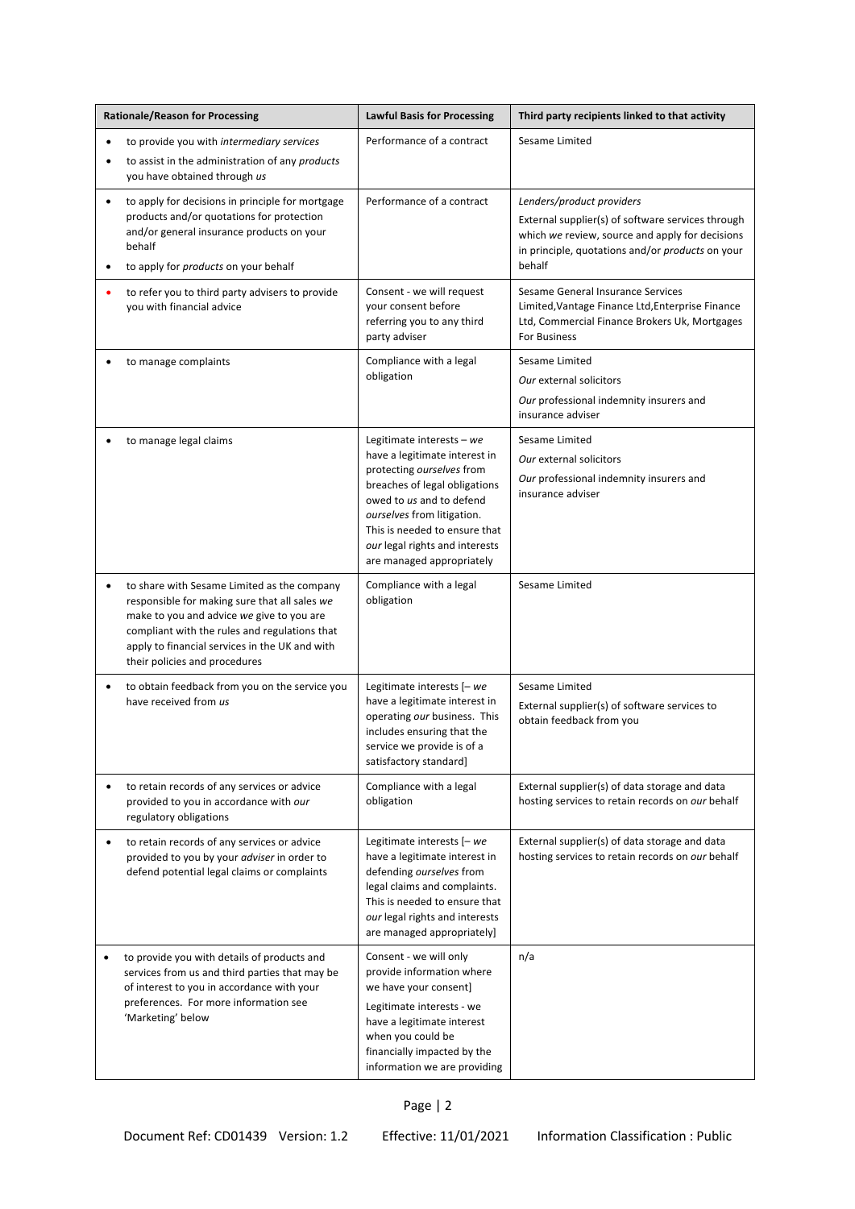| Rationale/Reason for Processing | Lawful Basis for Processing | Third party recipients linked to that activity |
|---|---|---|
| • to provide you with *intermediary services*<br>• to assist in the administration of any *products* you have obtained through *us* | Performance of a contract | Sesame Limited |
| • to apply for decisions in principle for mortgage products and/or quotations for protection and/or general insurance products on your behalf<br>• to apply for *products* on your behalf | Performance of a contract | *Lenders/product providers*<br>External supplier(s) of software services through which *we* review, source and apply for decisions in principle, quotations and/or *products* on your behalf |
| • to refer you to third party advisers to provide you with financial advice | Consent - we will request your consent before referring you to any third party adviser | Sesame General Insurance Services Limited,Vantage Finance Ltd,Enterprise Finance Ltd, Commercial Finance Brokers Uk, Mortgages For Business |
| • to manage complaints | Compliance with a legal obligation | Sesame Limited<br>*Our* external solicitors<br>*Our* professional indemnity insurers and insurance adviser |
| • to manage legal claims | Legitimate interests – *we* have a legitimate interest in protecting *ourselves* from breaches of legal obligations owed to *us* and to defend *ourselves* from litigation. This is needed to ensure that *our* legal rights and interests are managed appropriately | Sesame Limited<br>*Our* external solicitors<br>*Our* professional indemnity insurers and insurance adviser |
| • to share with Sesame Limited as the company responsible for making sure that all sales *we* make to you and advice *we* give to you are compliant with the rules and regulations that apply to financial services in the UK and with their policies and procedures | Compliance with a legal obligation | Sesame Limited |
| • to obtain feedback from you on the service you have received from *us* | Legitimate interests [– *we* have a legitimate interest in operating *our* business. This includes ensuring that the service we provide is of a satisfactory standard] | Sesame Limited<br>External supplier(s) of software services to obtain feedback from you |
| • to retain records of any services or advice provided to you in accordance with *our* regulatory obligations | Compliance with a legal obligation | External supplier(s) of data storage and data hosting services to retain records on *our* behalf |
| • to retain records of any services or advice provided to you by your *adviser* in order to defend potential legal claims or complaints | Legitimate interests [– *we* have a legitimate interest in defending *ourselves* from legal claims and complaints. This is needed to ensure that *our* legal rights and interests are managed appropriately] | External supplier(s) of data storage and data hosting services to retain records on *our* behalf |
| • to provide you with details of products and services from us and third parties that may be of interest to you in accordance with your preferences. For more information see 'Marketing' below | Consent - we will only provide information where we have your consent]<br>Legitimate interests - we have a legitimate interest when you could be financially impacted by the information we are providing | n/a |

Document Ref: CD01439 Version: 1.2 Effective: 11/01/2021 Information Classification : Public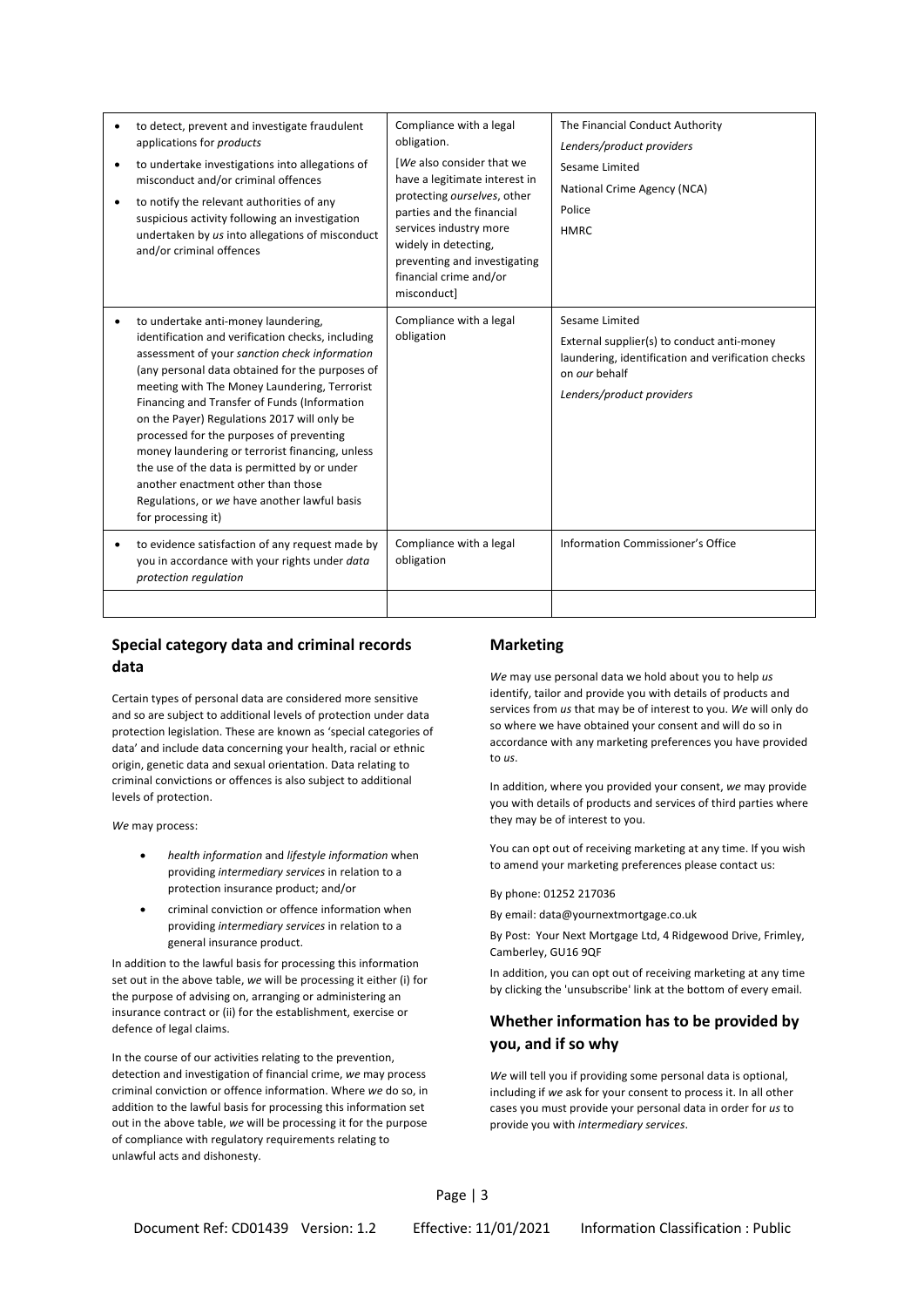| | | |
|---|---|---|
| • to detect, prevent and investigate fraudulent applications for *products*<br>• to undertake investigations into allegations of misconduct and/or criminal offences<br>• to notify the relevant authorities of any suspicious activity following an investigation undertaken by *us* into allegations of misconduct and/or criminal offences | Compliance with a legal obligation.<br>[*We* also consider that we have a legitimate interest in protecting *ourselves*, other parties and the financial services industry more widely in detecting, preventing and investigating financial crime and/or misconduct] | The Financial Conduct Authority<br>*Lenders/product providers*<br>Sesame Limited<br>National Crime Agency (NCA)<br>Police<br>HMRC |
| • to undertake anti-money laundering, identification and verification checks, including assessment of your *sanction check information* (any personal data obtained for the purposes of meeting with The Money Laundering, Terrorist Financing and Transfer of Funds (Information on the Payer) Regulations 2017 will only be processed for the purposes of preventing money laundering or terrorist financing, unless the use of the data is permitted by or under another enactment other than those Regulations, or *we* have another lawful basis for processing it) | Compliance with a legal obligation | Sesame Limited<br>External supplier(s) to conduct anti-money laundering, identification and verification checks on *our* behalf<br>*Lenders/product providers* |
| • to evidence satisfaction of any request made by you in accordance with your rights under *data protection regulation* | Compliance with a legal obligation | Information Commissioner's Office |
| | | |

## Special category data and criminal records data

Certain types of personal data are considered more sensitive and so are subject to additional levels of protection under data protection legislation. These are known as 'special categories of data' and include data concerning your health, racial or ethnic origin, genetic data and sexual orientation. Data relating to criminal convictions or offences is also subject to additional levels of protection.

*We* may process:

- *health information* and *lifestyle information* when providing *intermediary services* in relation to a protection insurance product; and/or
- criminal conviction or offence information when providing *intermediary services* in relation to a general insurance product.

In addition to the lawful basis for processing this information set out in the above table, *we* will be processing it either (i) for the purpose of advising on, arranging or administering an insurance contract or (ii) for the establishment, exercise or defence of legal claims.

In the course of our activities relating to the prevention, detection and investigation of financial crime, *we* may process criminal conviction or offence information. Where *we* do so, in addition to the lawful basis for processing this information set out in the above table, *we* will be processing it for the purpose of compliance with regulatory requirements relating to unlawful acts and dishonesty.

## Marketing

*We* may use personal data we hold about you to help *us* identify, tailor and provide you with details of products and services from *us* that may be of interest to you. *We* will only do so where we have obtained your consent and will do so in accordance with any marketing preferences you have provided to *us*.

In addition, where you provided your consent, *we* may provide you with details of products and services of third parties where they may be of interest to you.

You can opt out of receiving marketing at any time. If you wish to amend your marketing preferences please contact us:

By phone: 01252 217036

By email: data@yournextmortgage.co.uk

By Post: Your Next Mortgage Ltd, 4 Ridgewood Drive, Frimley, Camberley, GU16 9QF

In addition, you can opt out of receiving marketing at any time by clicking the 'unsubscribe' link at the bottom of every email.

## Whether information has to be provided by you, and if so why

*We* will tell you if providing some personal data is optional, including if *we* ask for your consent to process it. In all other cases you must provide your personal data in order for *us* to provide you with *intermediary services*.

Document Ref: CD01439 Version: 1.2 Effective: 11/01/2021 Information Classification : Public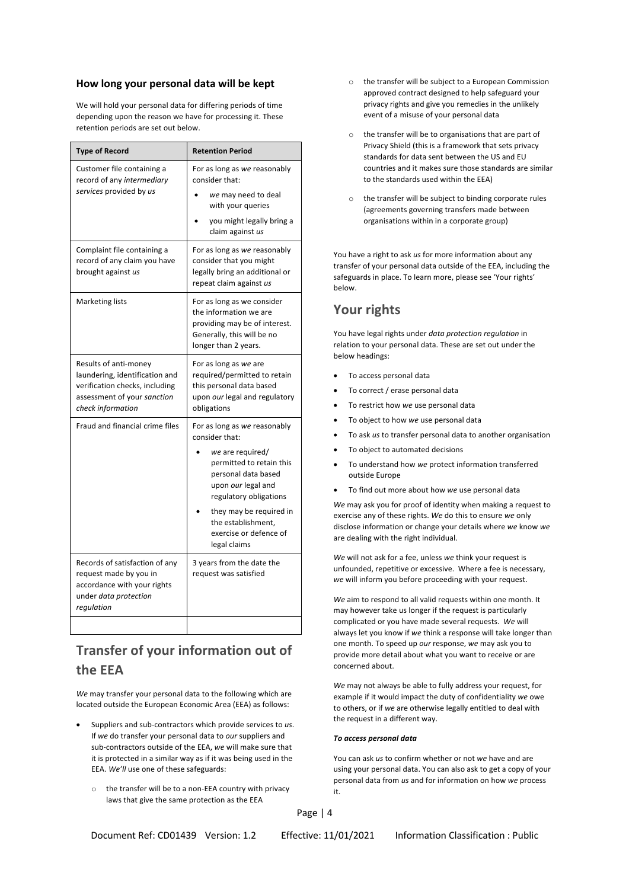### How long your personal data will be kept

We will hold your personal data for differing periods of time depending upon the reason we have for processing it. These retention periods are set out below.

| Type of Record | Retention Period |
|---|---|
| Customer file containing a record of any *intermediary services* provided by *us* | For as long as *we* reasonably consider that: <br>• *we* may need to deal with your queries <br>• you might legally bring a claim against *us* |
| Complaint file containing a record of any claim you have brought against *us* | For as long as *we* reasonably consider that you might legally bring an additional or repeat claim against *us* |
| Marketing lists | For as long as we consider the information we are providing may be of interest. Generally, this will be no longer than 2 years. |
| Results of anti-money laundering, identification and verification checks, including assessment of your *sanction check information* | For as long as *we* are required/permitted to retain this personal data based upon *our* legal and regulatory obligations |
| Fraud and financial crime files | For as long as *we* reasonably consider that: <br>• *we* are required/ permitted to retain this personal data based upon *our* legal and regulatory obligations <br>• they may be required in the establishment, exercise or defence of legal claims |
| Records of satisfaction of any request made by you in accordance with your rights under *data protection regulation* | 3 years from the date the request was satisfied |
| | |

## Transfer of your information out of the EEA

*We* may transfer your personal data to the following which are located outside the European Economic Area (EEA) as follows:

- Suppliers and sub-contractors which provide services to *us*. If *we* do transfer your personal data to *our* suppliers and sub-contractors outside of the EEA, *we* will make sure that it is protected in a similar way as if it was being used in the EEA. *We'll* use one of these safeguards:
    - the transfer will be to a non-EEA country with privacy laws that give the same protection as the EEA
    - the transfer will be subject to a European Commission approved contract designed to help safeguard your privacy rights and give you remedies in the unlikely event of a misuse of your personal data
    - the transfer will be to organisations that are part of Privacy Shield (this is a framework that sets privacy standards for data sent between the US and EU countries and it makes sure those standards are similar to the standards used within the EEA)
    - the transfer will be subject to binding corporate rules (agreements governing transfers made between organisations within in a corporate group)

You have a right to ask *us* for more information about any transfer of your personal data outside of the EEA, including the safeguards in place. To learn more, please see 'Your rights' below.

## Your rights

You have legal rights under *data protection regulation* in relation to your personal data. These are set out under the below headings:

- To access personal data
- To correct / erase personal data
- To restrict how *we* use personal data
- To object to how *we* use personal data
- To ask *us* to transfer personal data to another organisation
- To object to automated decisions
- To understand how *we* protect information transferred outside Europe
- To find out more about how *we* use personal data

*We* may ask you for proof of identity when making a request to exercise any of these rights. *We* do this to ensure *we* only disclose information or change your details where *we* know *we* are dealing with the right individual.

*We* will not ask for a fee, unless *we* think your request is unfounded, repetitive or excessive. Where a fee is necessary, *we* will inform you before proceeding with your request.

*We* aim to respond to all valid requests within one month. It may however take us longer if the request is particularly complicated or you have made several requests. *We* will always let you know if *we* think a response will take longer than one month. To speed up *our* response, *we* may ask you to provide more detail about what you want to receive or are concerned about.

*We* may not always be able to fully address your request, for example if it would impact the duty of confidentiality *we* owe to others, or if *we* are otherwise legally entitled to deal with the request in a different way.

***To access personal data***

You can ask *us* to confirm whether or not *we* have and are using your personal data. You can also ask to get a copy of your personal data from *us* and for information on how *we* process it.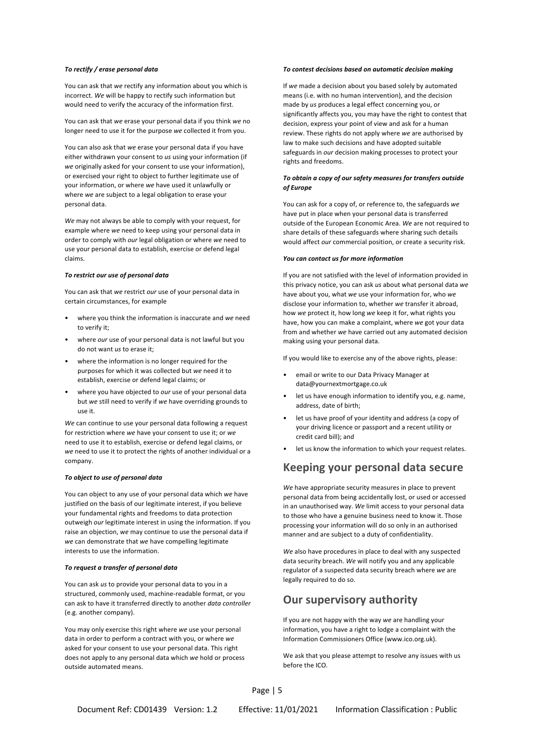#### *To rectify / erase personal data*

You can ask that *we* rectify any information about you which is incorrect. *We* will be happy to rectify such information but would need to verify the accuracy of the information first.

You can ask that *we* erase your personal data if you think *we* no longer need to use it for the purpose *we* collected it from you.

You can also ask that *we* erase your personal data if you have either withdrawn your consent to *us* using your information (if *we* originally asked for your consent to use your information), or exercised your right to object to further legitimate use of your information, or where *we* have used it unlawfully or where *we* are subject to a legal obligation to erase your personal data.

*We* may not always be able to comply with your request, for example where *we* need to keep using your personal data in order to comply with *our* legal obligation or where *we* need to use your personal data to establish, exercise or defend legal claims.

#### *To restrict our use of personal data*

You can ask that *we* restrict *our* use of your personal data in certain circumstances, for example

- where you think the information is inaccurate and *we* need to verify it;
- where *our* use of your personal data is not lawful but you do not want *us* to erase it;
- where the information is no longer required for the purposes for which it was collected but *we* need it to establish, exercise or defend legal claims; or
- where you have objected to *our* use of your personal data but *we* still need to verify if *we* have overriding grounds to use it.

*We* can continue to use your personal data following a request for restriction where *we* have your consent to use it; or *we* need to use it to establish, exercise or defend legal claims, or *we* need to use it to protect the rights of another individual or a company.

#### *To object to use of personal data*

You can object to any use of your personal data which *we* have justified on the basis of our legitimate interest, if you believe your fundamental rights and freedoms to data protection outweigh *our* legitimate interest in using the information. If you raise an objection, *we* may continue to use the personal data if *we* can demonstrate that *we* have compelling legitimate interests to use the information.

#### *To request a transfer of personal data*

You can ask *us* to provide your personal data to you in a structured, commonly used, machine-readable format, or you can ask to have it transferred directly to another *data controller* (e.g. another company).

You may only exercise this right where *we* use your personal data in order to perform a contract with you, or where *we* asked for your consent to use your personal data. This right does not apply to any personal data which *we* hold or process outside automated means.

#### *To contest decisions based on automatic decision making*

If *we* made a decision about you based solely by automated means (i.e. with no human intervention), and the decision made by *us* produces a legal effect concerning you, or significantly affects you, you may have the right to contest that decision, express your point of view and ask for a human review. These rights do not apply where *we* are authorised by law to make such decisions and have adopted suitable safeguards in *our* decision making processes to protect your rights and freedoms.

#### *To obtain a copy of our safety measures for transfers outside of Europe*

You can ask for a copy of, or reference to, the safeguards *we* have put in place when your personal data is transferred outside of the European Economic Area. *We* are not required to share details of these safeguards where sharing such details would affect *our* commercial position, or create a security risk.

#### *You can contact us for more information*

If you are not satisfied with the level of information provided in this privacy notice, you can ask *us* about what personal data *we* have about you, what *we* use your information for, who *we* disclose your information to, whether *we* transfer it abroad, how *we* protect it, how long *we* keep it for, what rights you have, how you can make a complaint, where *we* got your data from and whether *we* have carried out any automated decision making using your personal data.

If you would like to exercise any of the above rights, please:

- email or write to our Data Privacy Manager at data@yournextmortgage.co.uk
- let us have enough information to identify you, e.g. name, address, date of birth;
- let us have proof of your identity and address (a copy of your driving licence or passport and a recent utility or credit card bill); and
- let us know the information to which your request relates.

## Keeping your personal data secure

*We* have appropriate security measures in place to prevent personal data from being accidentally lost, or used or accessed in an unauthorised way. *We* limit access to your personal data to those who have a genuine business need to know it. Those processing your information will do so only in an authorised manner and are subject to a duty of confidentiality.

*We* also have procedures in place to deal with any suspected data security breach. *We* will notify you and any applicable regulator of a suspected data security breach where *we* are legally required to do so.

## Our supervisory authority

If you are not happy with the way *we* are handling your information, you have a right to lodge a complaint with the Information Commissioners Office (www.ico.org.uk).

We ask that you please attempt to resolve any issues with us before the ICO.

Document Ref: CD01439 Version: 1.2 Effective: 11/01/2021 Information Classification : Public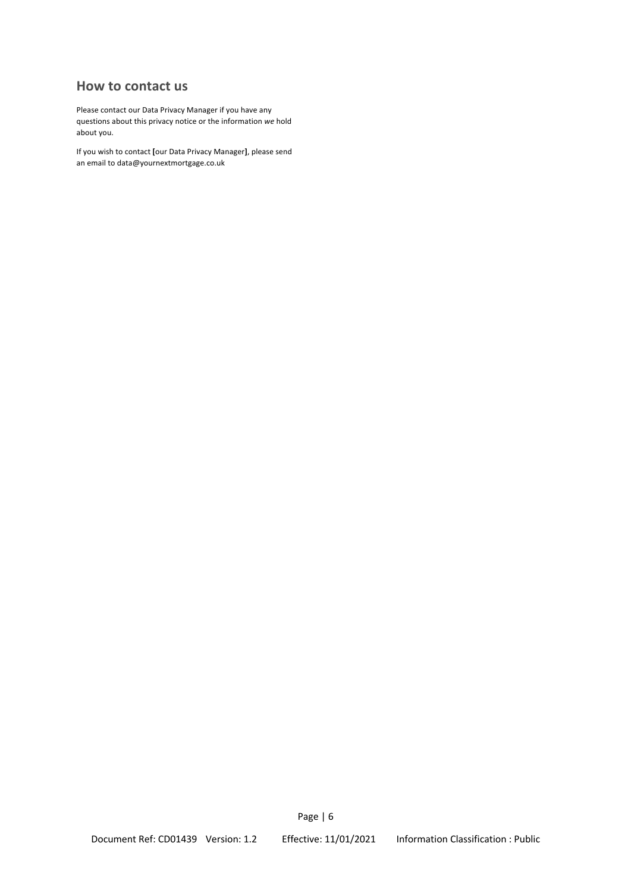## How to contact us

Please contact our Data Privacy Manager if you have any questions about this privacy notice or the information *we* hold about you.

If you wish to contact **[**our Data Privacy Manager**]**, please send an email to data@yournextmortgage.co.uk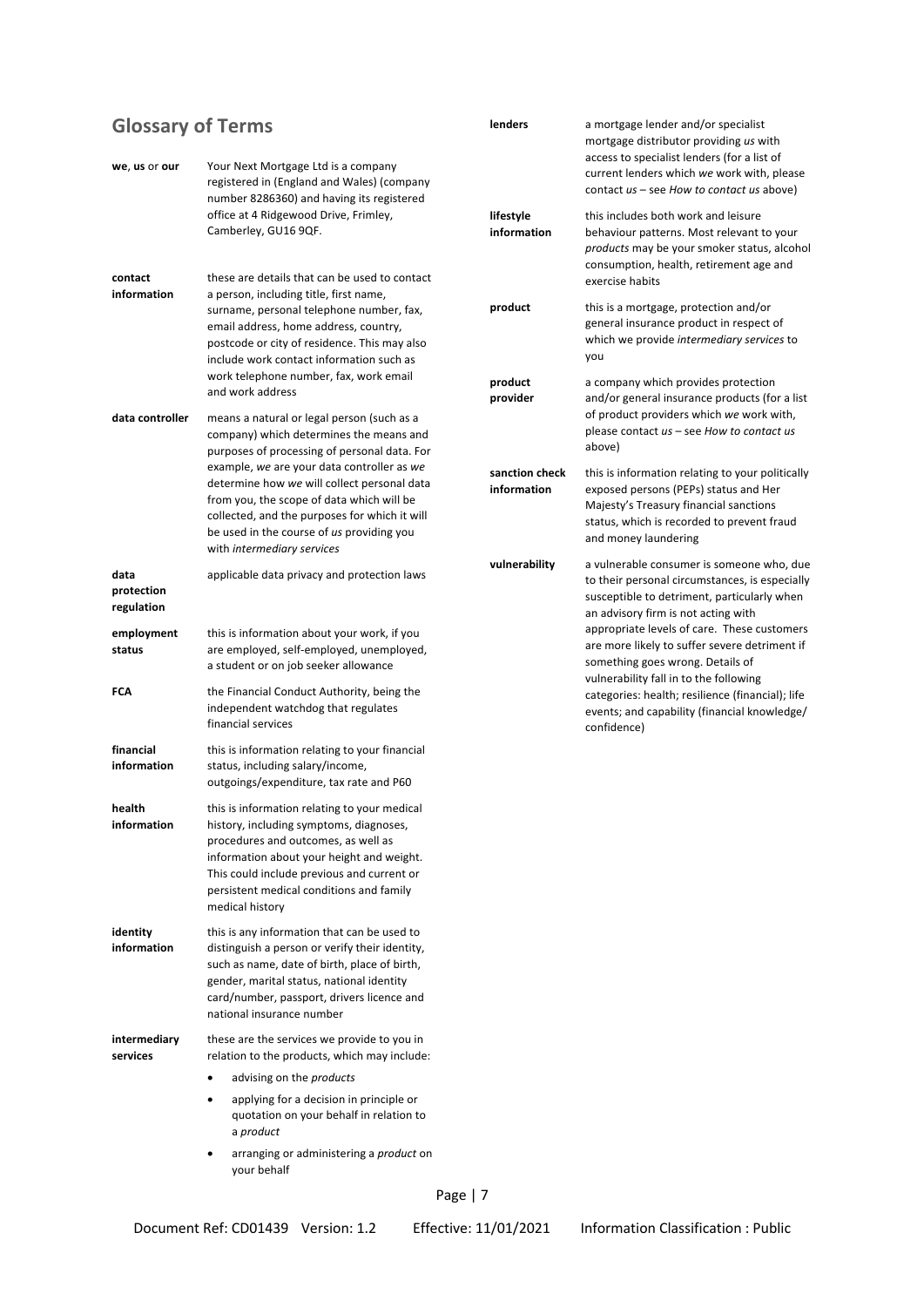## Glossary of Terms

**we**, **us** or **our** — Your Next Mortgage Ltd is a company registered in (England and Wales) (company number 8286360) and having its registered office at 4 Ridgewood Drive, Frimley, Camberley, GU16 9QF.

**contact information** — these are details that can be used to contact a person, including title, first name, surname, personal telephone number, fax, email address, home address, country, postcode or city of residence. This may also include work contact information such as work telephone number, fax, work email and work address

**data controller** — means a natural or legal person (such as a company) which determines the means and purposes of processing of personal data. For example, *we* are your data controller as *we* determine how *we* will collect personal data from you, the scope of data which will be collected, and the purposes for which it will be used in the course of *us* providing you with *intermediary services*

**data protection regulation** — applicable data privacy and protection laws

**employment status** — this is information about your work, if you are employed, self-employed, unemployed, a student or on job seeker allowance

**FCA** — the Financial Conduct Authority, being the independent watchdog that regulates financial services

**financial information** — this is information relating to your financial status, including salary/income, outgoings/expenditure, tax rate and P60

**health information** — this is information relating to your medical history, including symptoms, diagnoses, procedures and outcomes, as well as information about your height and weight. This could include previous and current or persistent medical conditions and family medical history

**identity information** — this is any information that can be used to distinguish a person or verify their identity, such as name, date of birth, place of birth, gender, marital status, national identity card/number, passport, drivers licence and national insurance number

**intermediary services** — these are the services we provide to you in relation to the products, which may include:

- advising on the *products*
- applying for a decision in principle or quotation on your behalf in relation to a *product*
- arranging or administering a *product* on your behalf

**lenders** — a mortgage lender and/or specialist mortgage distributor providing *us* with access to specialist lenders (for a list of current lenders which *we* work with, please contact *us* – see *How to contact us* above)

**lifestyle information** — this includes both work and leisure behaviour patterns. Most relevant to your *products* may be your smoker status, alcohol consumption, health, retirement age and exercise habits

**product** — this is a mortgage, protection and/or general insurance product in respect of which we provide *intermediary services* to you

**product provider** — a company which provides protection and/or general insurance products (for a list of product providers which *we* work with, please contact *us* – see *How to contact us* above)

**sanction check information** — this is information relating to your politically exposed persons (PEPs) status and Her Majesty's Treasury financial sanctions status, which is recorded to prevent fraud and money laundering

**vulnerability** — a vulnerable consumer is someone who, due to their personal circumstances, is especially susceptible to detriment, particularly when an advisory firm is not acting with appropriate levels of care. These customers are more likely to suffer severe detriment if something goes wrong. Details of vulnerability fall in to the following categories: health; resilience (financial); life events; and capability (financial knowledge/ confidence)

Document Ref: CD01439 Version: 1.2 Effective: 11/01/2021 Information Classification : Public